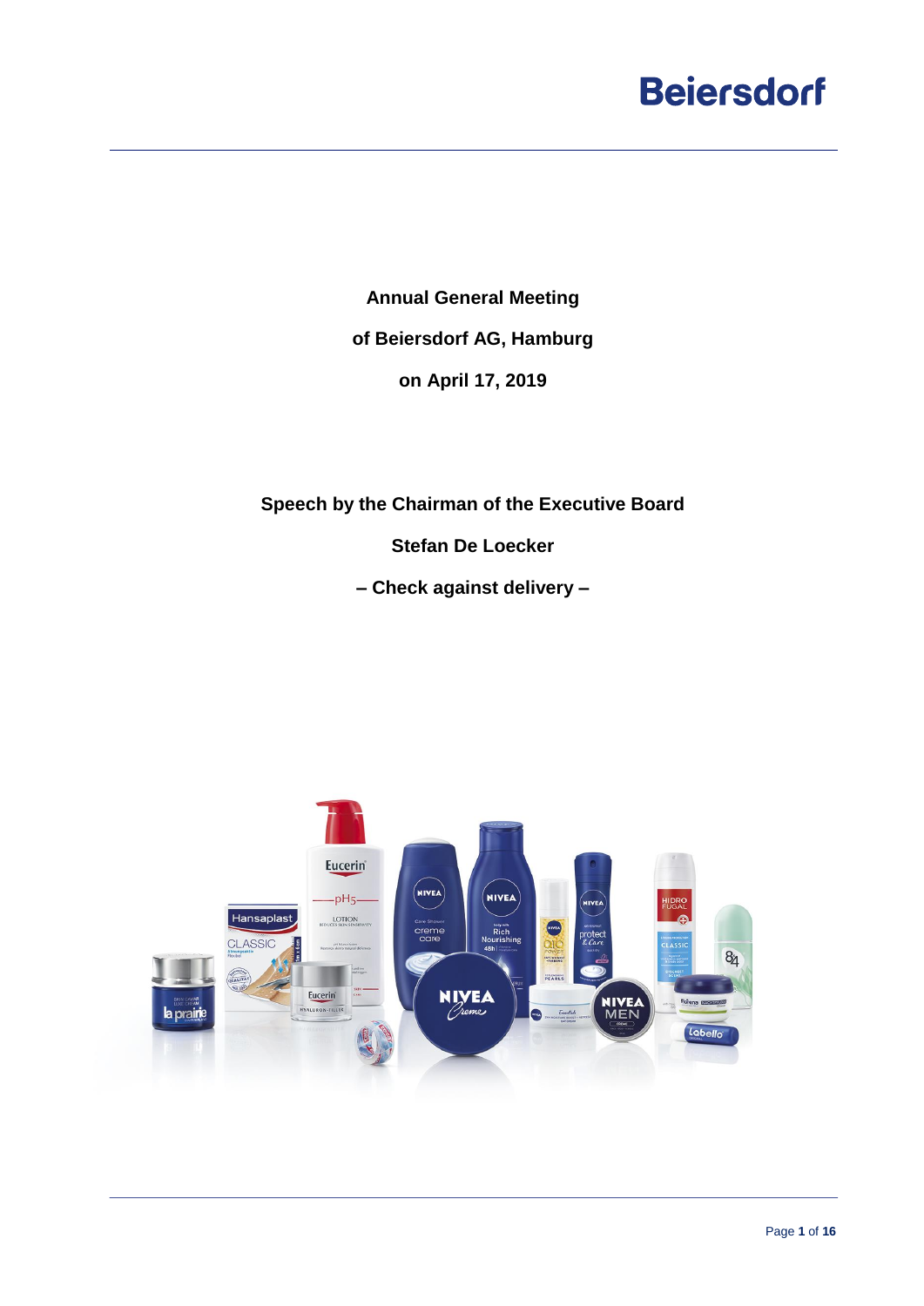Beiersdorf

**Annual General Meeting**

**of Beiersdorf AG, Hamburg**

**on April 17, 2019**

**Speech by the Chairman of the Executive Board**

**Stefan De Loecker**

**– Check against delivery –**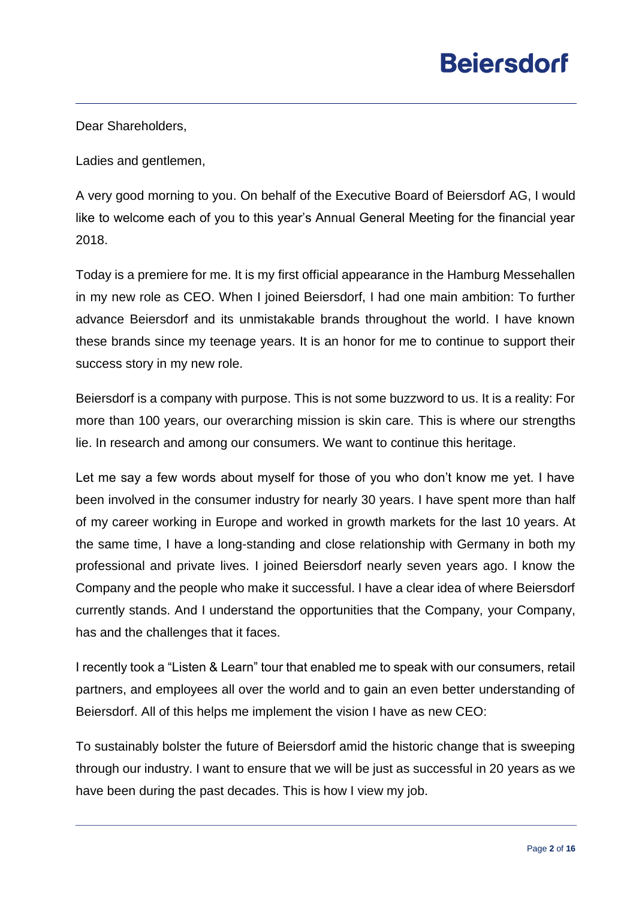Dear Shareholders,

Ladies and gentlemen,

A very good morning to you. On behalf of the Executive Board of Beiersdorf AG, I would like to welcome each of you to this year's Annual General Meeting for the financial year 2018.

Today is a premiere for me. It is my first official appearance in the Hamburg Messehallen in my new role as CEO. When I joined Beiersdorf, I had one main ambition: To further advance Beiersdorf and its unmistakable brands throughout the world. I have known these brands since my teenage years. It is an honor for me to continue to support their success story in my new role.

Beiersdorf is a company with purpose. This is not some buzzword to us. It is a reality: For more than 100 years, our overarching mission is skin care. This is where our strengths lie. In research and among our consumers. We want to continue this heritage.

Let me say a few words about myself for those of you who don't know me yet. I have been involved in the consumer industry for nearly 30 years. I have spent more than half of my career working in Europe and worked in growth markets for the last 10 years. At the same time, I have a long-standing and close relationship with Germany in both my professional and private lives. I joined Beiersdorf nearly seven years ago. I know the Company and the people who make it successful. I have a clear idea of where Beiersdorf currently stands. And I understand the opportunities that the Company, your Company, has and the challenges that it faces.

I recently took a "Listen & Learn" tour that enabled me to speak with our consumers, retail partners, and employees all over the world and to gain an even better understanding of Beiersdorf. All of this helps me implement the vision I have as new CEO:

To sustainably bolster the future of Beiersdorf amid the historic change that is sweeping through our industry. I want to ensure that we will be just as successful in 20 years as we have been during the past decades. This is how I view my job.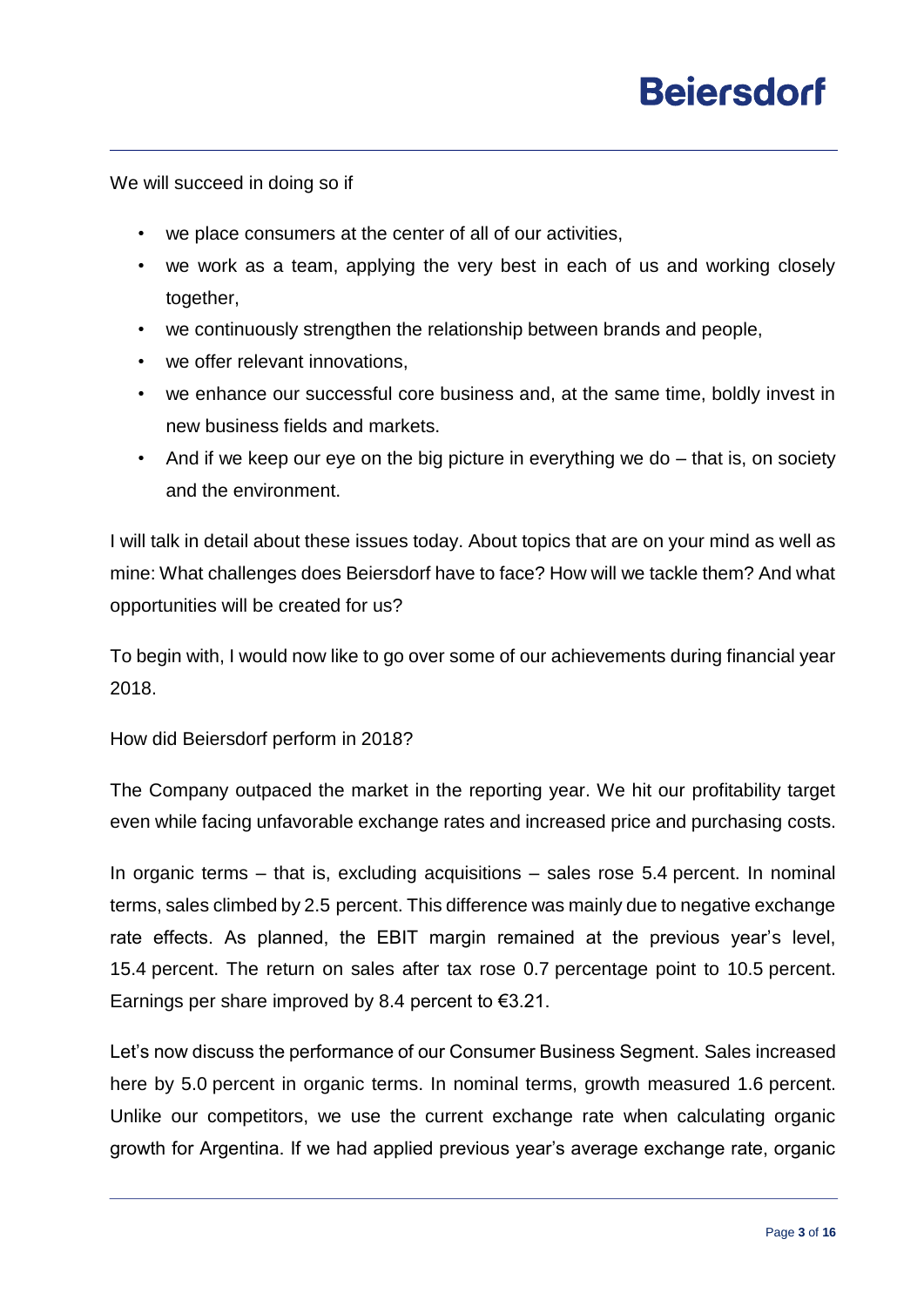We will succeed in doing so if

- we place consumers at the center of all of our activities,
- we work as a team, applying the very best in each of us and working closely together,
- we continuously strengthen the relationship between brands and people,
- we offer relevant innovations,
- we enhance our successful core business and, at the same time, boldly invest in new business fields and markets.
- And if we keep our eye on the big picture in everything we do – that is, on society and the environment.

I will talk in detail about these issues today. About topics that are on your mind as well as mine: What challenges does Beiersdorf have to face? How will we tackle them? And what opportunities will be created for us?

To begin with, I would now like to go over some of our achievements during financial year 2018.

How did Beiersdorf perform in 2018?

The Company outpaced the market in the reporting year. We hit our profitability target even while facing unfavorable exchange rates and increased price and purchasing costs.

In organic terms – that is, excluding acquisitions – sales rose 5.4 percent. In nominal terms, sales climbed by 2.5 percent. This difference was mainly due to negative exchange rate effects. As planned, the EBIT margin remained at the previous year's level, 15.4 percent. The return on sales after tax rose 0.7 percentage point to 10.5 percent. Earnings per share improved by 8.4 percent to €3.21.

Let's now discuss the performance of our Consumer Business Segment. Sales increased here by 5.0 percent in organic terms. In nominal terms, growth measured 1.6 percent. Unlike our competitors, we use the current exchange rate when calculating organic growth for Argentina. If we had applied previous year's average exchange rate, organic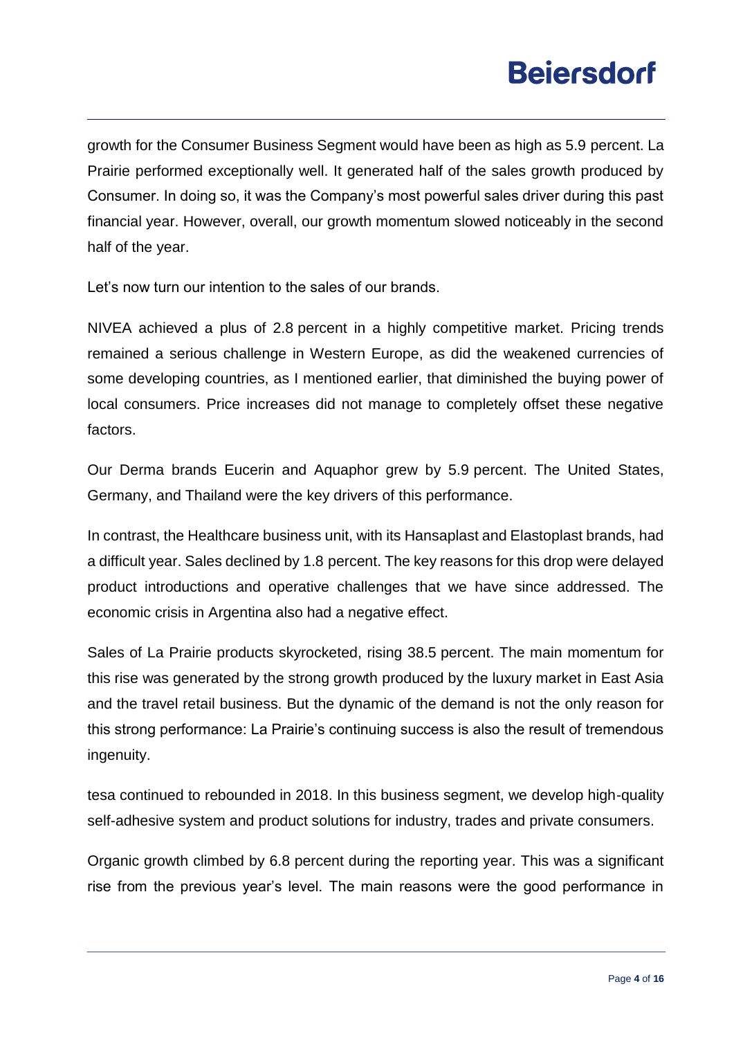growth for the Consumer Business Segment would have been as high as 5.9 percent. La Prairie performed exceptionally well. It generated half of the sales growth produced by Consumer. In doing so, it was the Company's most powerful sales driver during this past financial year. However, overall, our growth momentum slowed noticeably in the second half of the year.

Let's now turn our intention to the sales of our brands.

NIVEA achieved a plus of 2.8 percent in a highly competitive market. Pricing trends remained a serious challenge in Western Europe, as did the weakened currencies of some developing countries, as I mentioned earlier, that diminished the buying power of local consumers. Price increases did not manage to completely offset these negative factors.

Our Derma brands Eucerin and Aquaphor grew by 5.9 percent. The United States, Germany, and Thailand were the key drivers of this performance.

In contrast, the Healthcare business unit, with its Hansaplast and Elastoplast brands, had a difficult year. Sales declined by 1.8 percent. The key reasons for this drop were delayed product introductions and operative challenges that we have since addressed. The economic crisis in Argentina also had a negative effect.

Sales of La Prairie products skyrocketed, rising 38.5 percent. The main momentum for this rise was generated by the strong growth produced by the luxury market in East Asia and the travel retail business. But the dynamic of the demand is not the only reason for this strong performance: La Prairie's continuing success is also the result of tremendous ingenuity.

tesa continued to rebounded in 2018. In this business segment, we develop high-quality self-adhesive system and product solutions for industry, trades and private consumers.

Organic growth climbed by 6.8 percent during the reporting year. This was a significant rise from the previous year's level. The main reasons were the good performance in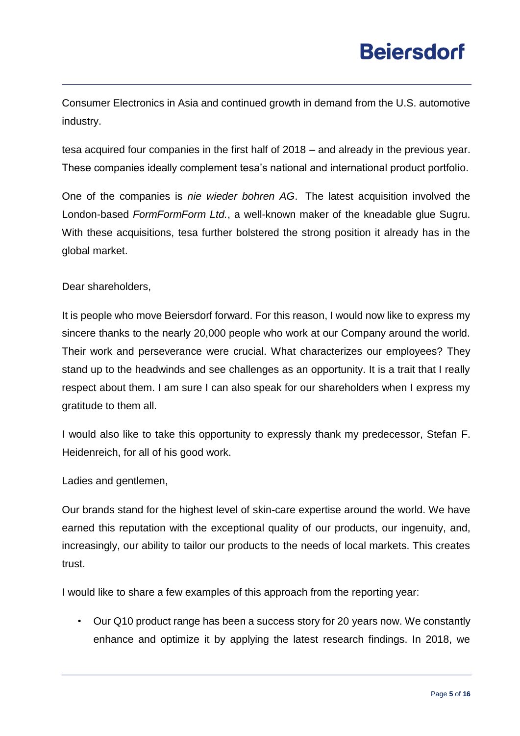Consumer Electronics in Asia and continued growth in demand from the U.S. automotive industry.

tesa acquired four companies in the first half of 2018 – and already in the previous year. These companies ideally complement tesa's national and international product portfolio.

One of the companies is *nie wieder bohren AG*. The latest acquisition involved the London-based *FormFormForm Ltd.*, a well-known maker of the kneadable glue Sugru. With these acquisitions, tesa further bolstered the strong position it already has in the global market.

Dear shareholders,

It is people who move Beiersdorf forward. For this reason, I would now like to express my sincere thanks to the nearly 20,000 people who work at our Company around the world. Their work and perseverance were crucial. What characterizes our employees? They stand up to the headwinds and see challenges as an opportunity. It is a trait that I really respect about them. I am sure I can also speak for our shareholders when I express my gratitude to them all.

I would also like to take this opportunity to expressly thank my predecessor, Stefan F. Heidenreich, for all of his good work.

Ladies and gentlemen,

Our brands stand for the highest level of skin-care expertise around the world. We have earned this reputation with the exceptional quality of our products, our ingenuity, and, increasingly, our ability to tailor our products to the needs of local markets. This creates trust.

I would like to share a few examples of this approach from the reporting year:

- Our Q10 product range has been a success story for 20 years now. We constantly enhance and optimize it by applying the latest research findings. In 2018, we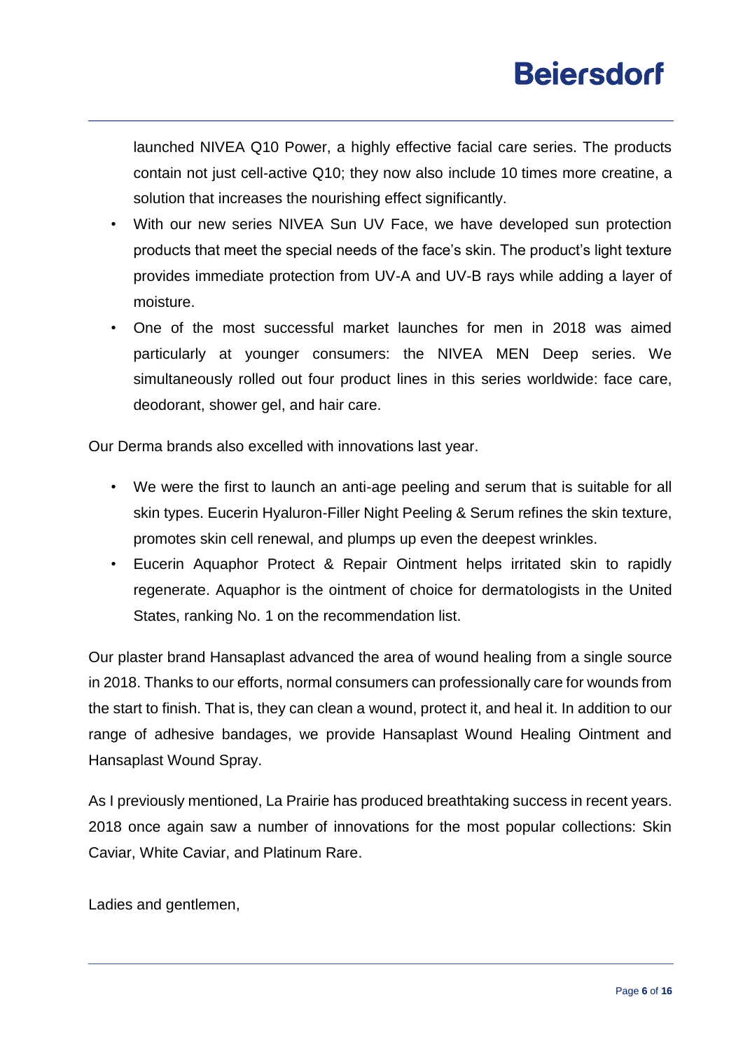launched NIVEA Q10 Power, a highly effective facial care series. The products contain not just cell-active Q10; they now also include 10 times more creatine, a solution that increases the nourishing effect significantly.

- With our new series NIVEA Sun UV Face, we have developed sun protection products that meet the special needs of the face's skin. The product's light texture provides immediate protection from UV-A and UV-B rays while adding a layer of moisture.
- One of the most successful market launches for men in 2018 was aimed particularly at younger consumers: the NIVEA MEN Deep series. We simultaneously rolled out four product lines in this series worldwide: face care, deodorant, shower gel, and hair care.

Our Derma brands also excelled with innovations last year.

- We were the first to launch an anti-age peeling and serum that is suitable for all skin types. Eucerin Hyaluron-Filler Night Peeling & Serum refines the skin texture, promotes skin cell renewal, and plumps up even the deepest wrinkles.
- Eucerin Aquaphor Protect & Repair Ointment helps irritated skin to rapidly regenerate. Aquaphor is the ointment of choice for dermatologists in the United States, ranking No. 1 on the recommendation list.

Our plaster brand Hansaplast advanced the area of wound healing from a single source in 2018. Thanks to our efforts, normal consumers can professionally care for wounds from the start to finish. That is, they can clean a wound, protect it, and heal it. In addition to our range of adhesive bandages, we provide Hansaplast Wound Healing Ointment and Hansaplast Wound Spray.

As I previously mentioned, La Prairie has produced breathtaking success in recent years. 2018 once again saw a number of innovations for the most popular collections: Skin Caviar, White Caviar, and Platinum Rare.

Ladies and gentlemen,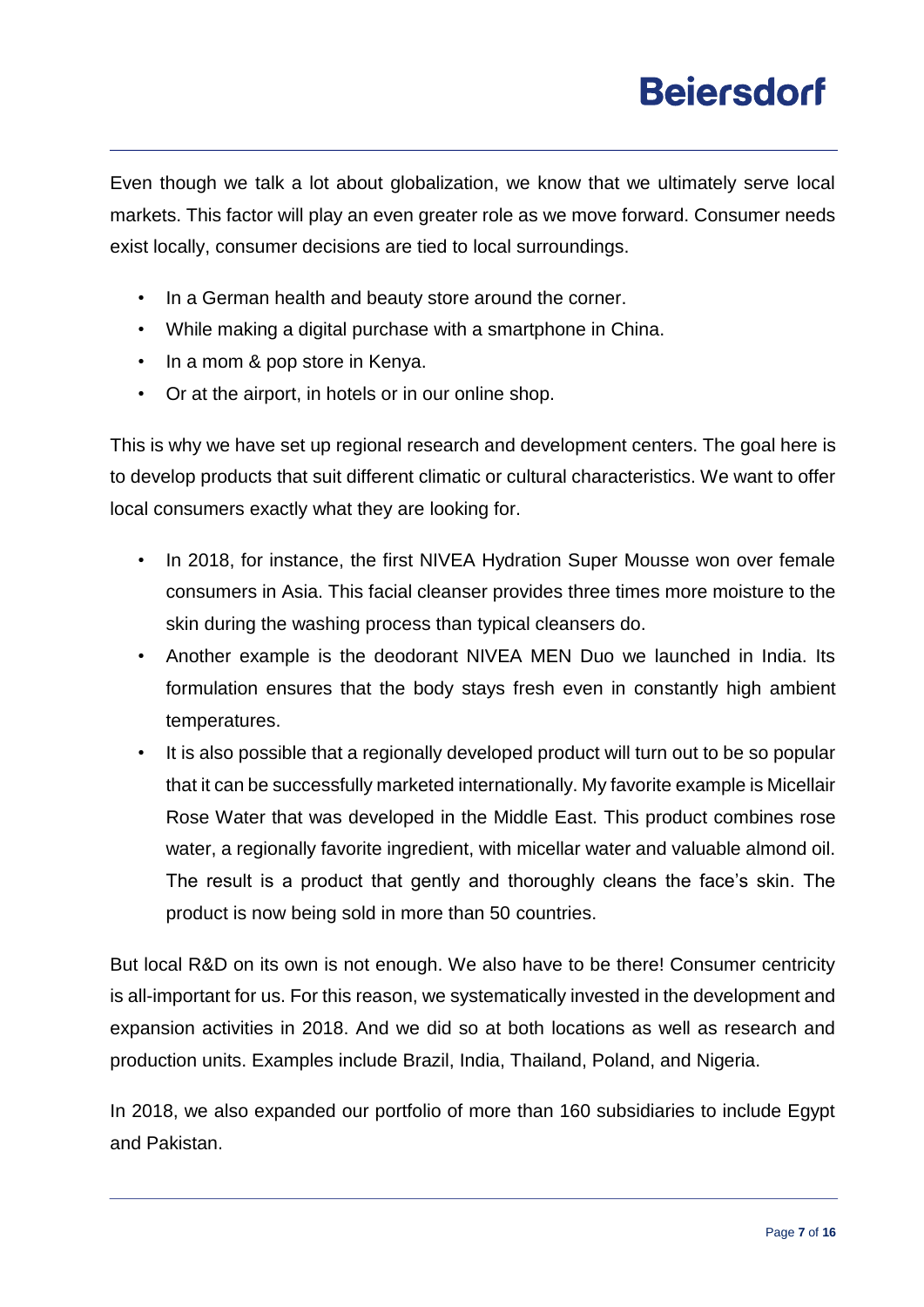Even though we talk a lot about globalization, we know that we ultimately serve local markets. This factor will play an even greater role as we move forward. Consumer needs exist locally, consumer decisions are tied to local surroundings.

- In a German health and beauty store around the corner.
- While making a digital purchase with a smartphone in China.
- In a mom & pop store in Kenya.
- Or at the airport, in hotels or in our online shop.

This is why we have set up regional research and development centers. The goal here is to develop products that suit different climatic or cultural characteristics. We want to offer local consumers exactly what they are looking for.

- In 2018, for instance, the first NIVEA Hydration Super Mousse won over female consumers in Asia. This facial cleanser provides three times more moisture to the skin during the washing process than typical cleansers do.
- Another example is the deodorant NIVEA MEN Duo we launched in India. Its formulation ensures that the body stays fresh even in constantly high ambient temperatures.
- It is also possible that a regionally developed product will turn out to be so popular that it can be successfully marketed internationally. My favorite example is Micellair Rose Water that was developed in the Middle East. This product combines rose water, a regionally favorite ingredient, with micellar water and valuable almond oil. The result is a product that gently and thoroughly cleans the face's skin. The product is now being sold in more than 50 countries.

But local R&D on its own is not enough. We also have to be there! Consumer centricity is all-important for us. For this reason, we systematically invested in the development and expansion activities in 2018. And we did so at both locations as well as research and production units. Examples include Brazil, India, Thailand, Poland, and Nigeria.

In 2018, we also expanded our portfolio of more than 160 subsidiaries to include Egypt and Pakistan.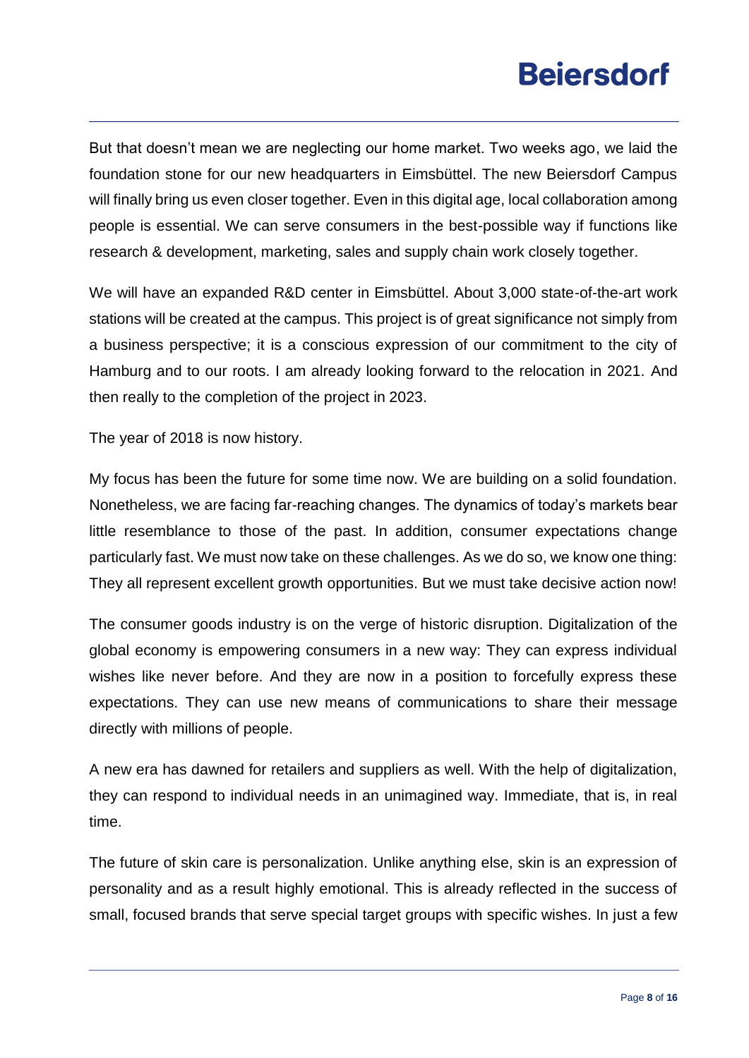But that doesn't mean we are neglecting our home market. Two weeks ago, we laid the foundation stone for our new headquarters in Eimsbüttel. The new Beiersdorf Campus will finally bring us even closer together. Even in this digital age, local collaboration among people is essential. We can serve consumers in the best-possible way if functions like research & development, marketing, sales and supply chain work closely together.

We will have an expanded R&D center in Eimsbüttel. About 3,000 state-of-the-art work stations will be created at the campus. This project is of great significance not simply from a business perspective; it is a conscious expression of our commitment to the city of Hamburg and to our roots. I am already looking forward to the relocation in 2021. And then really to the completion of the project in 2023.

The year of 2018 is now history.

My focus has been the future for some time now. We are building on a solid foundation. Nonetheless, we are facing far-reaching changes. The dynamics of today's markets bear little resemblance to those of the past. In addition, consumer expectations change particularly fast. We must now take on these challenges. As we do so, we know one thing: They all represent excellent growth opportunities. But we must take decisive action now!

The consumer goods industry is on the verge of historic disruption. Digitalization of the global economy is empowering consumers in a new way: They can express individual wishes like never before. And they are now in a position to forcefully express these expectations. They can use new means of communications to share their message directly with millions of people.

A new era has dawned for retailers and suppliers as well. With the help of digitalization, they can respond to individual needs in an unimagined way. Immediate, that is, in real time.

The future of skin care is personalization. Unlike anything else, skin is an expression of personality and as a result highly emotional. This is already reflected in the success of small, focused brands that serve special target groups with specific wishes. In just a few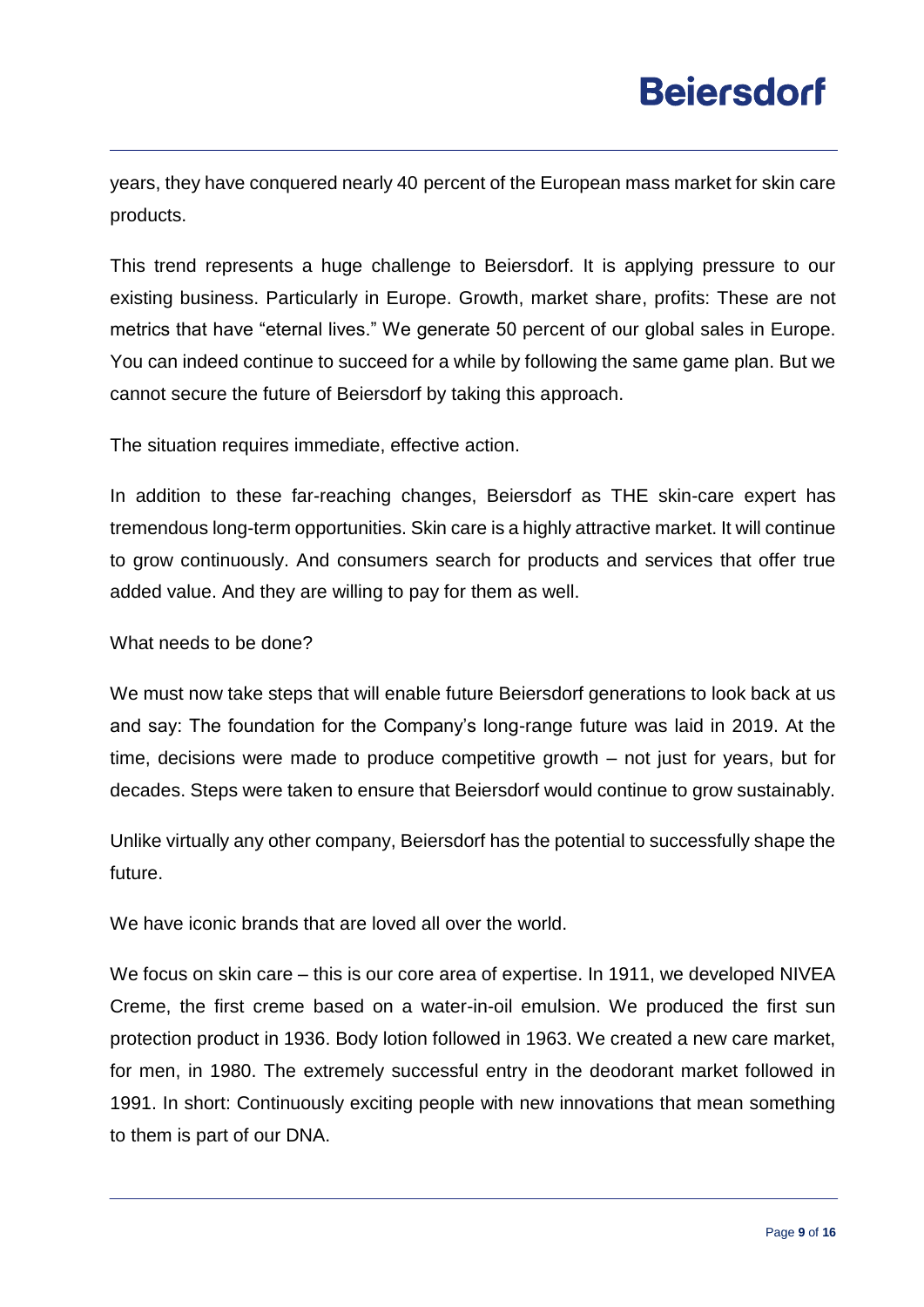years, they have conquered nearly 40 percent of the European mass market for skin care products.

This trend represents a huge challenge to Beiersdorf. It is applying pressure to our existing business. Particularly in Europe. Growth, market share, profits: These are not metrics that have "eternal lives." We generate 50 percent of our global sales in Europe. You can indeed continue to succeed for a while by following the same game plan. But we cannot secure the future of Beiersdorf by taking this approach.

The situation requires immediate, effective action.

In addition to these far-reaching changes, Beiersdorf as THE skin-care expert has tremendous long-term opportunities. Skin care is a highly attractive market. It will continue to grow continuously. And consumers search for products and services that offer true added value. And they are willing to pay for them as well.

What needs to be done?

We must now take steps that will enable future Beiersdorf generations to look back at us and say: The foundation for the Company's long-range future was laid in 2019. At the time, decisions were made to produce competitive growth – not just for years, but for decades. Steps were taken to ensure that Beiersdorf would continue to grow sustainably.

Unlike virtually any other company, Beiersdorf has the potential to successfully shape the future.

We have iconic brands that are loved all over the world.

We focus on skin care – this is our core area of expertise. In 1911, we developed NIVEA Creme, the first creme based on a water-in-oil emulsion. We produced the first sun protection product in 1936. Body lotion followed in 1963. We created a new care market, for men, in 1980. The extremely successful entry in the deodorant market followed in 1991. In short: Continuously exciting people with new innovations that mean something to them is part of our DNA.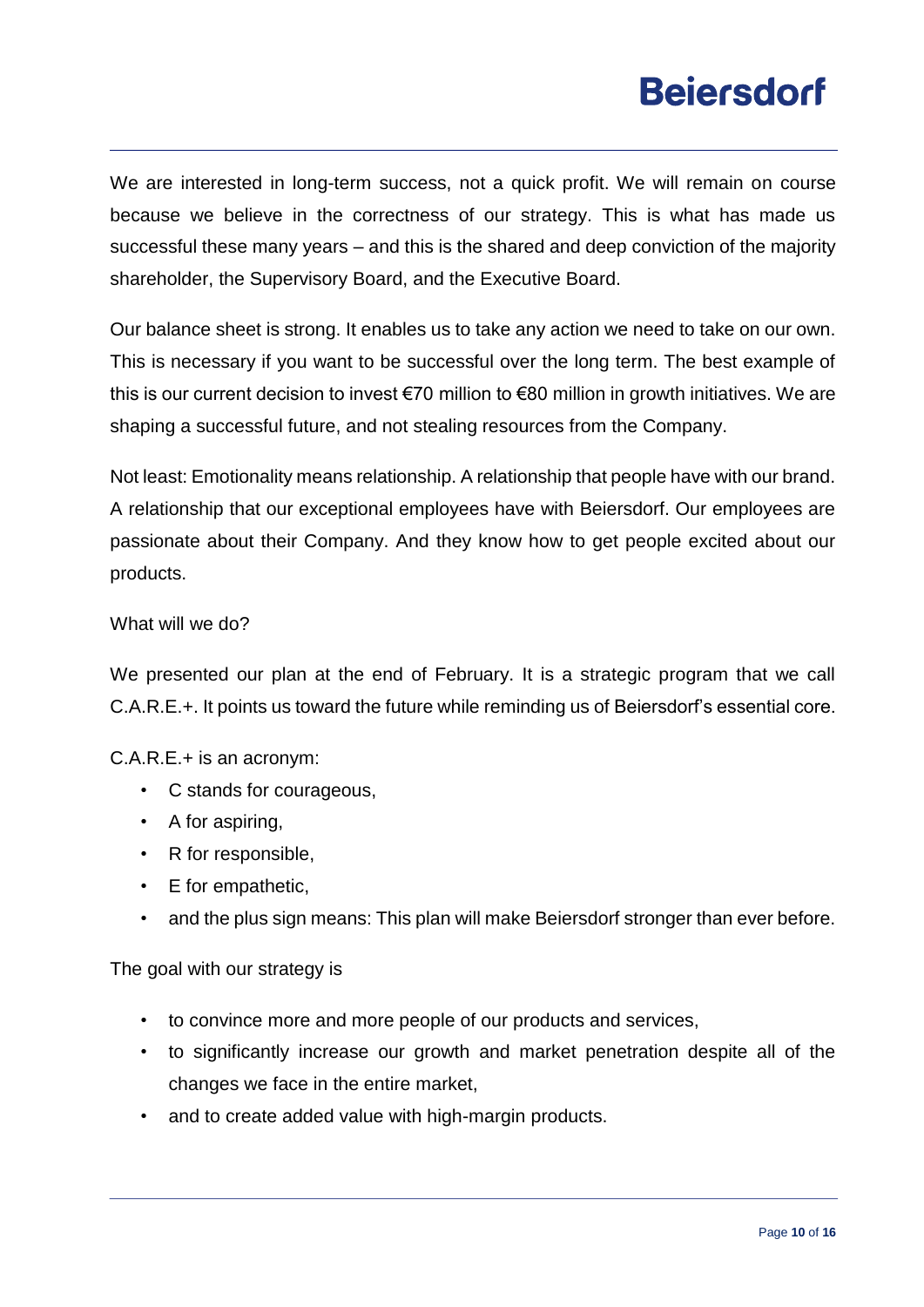We are interested in long-term success, not a quick profit. We will remain on course because we believe in the correctness of our strategy. This is what has made us successful these many years – and this is the shared and deep conviction of the majority shareholder, the Supervisory Board, and the Executive Board.

Our balance sheet is strong. It enables us to take any action we need to take on our own. This is necessary if you want to be successful over the long term. The best example of this is our current decision to invest €70 million to €80 million in growth initiatives. We are shaping a successful future, and not stealing resources from the Company.

Not least: Emotionality means relationship. A relationship that people have with our brand. A relationship that our exceptional employees have with Beiersdorf. Our employees are passionate about their Company. And they know how to get people excited about our products.

What will we do?

We presented our plan at the end of February. It is a strategic program that we call C.A.R.E.+. It points us toward the future while reminding us of Beiersdorf's essential core.

C.A.R.E.+ is an acronym:

- C stands for courageous,
- A for aspiring,
- R for responsible,
- E for empathetic,
- and the plus sign means: This plan will make Beiersdorf stronger than ever before.

The goal with our strategy is

- to convince more and more people of our products and services,
- to significantly increase our growth and market penetration despite all of the changes we face in the entire market,
- and to create added value with high-margin products.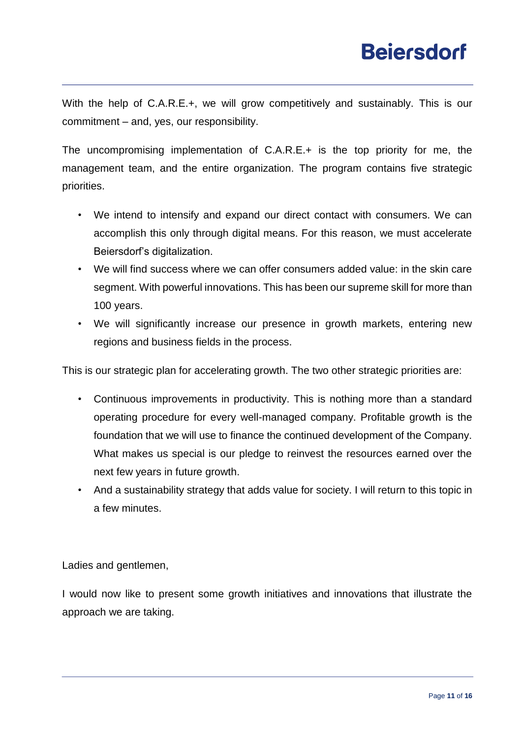With the help of C.A.R.E.+, we will grow competitively and sustainably. This is our commitment – and, yes, our responsibility.

The uncompromising implementation of C.A.R.E.+ is the top priority for me, the management team, and the entire organization. The program contains five strategic priorities.

- We intend to intensify and expand our direct contact with consumers. We can accomplish this only through digital means. For this reason, we must accelerate Beiersdorf's digitalization.
- We will find success where we can offer consumers added value: in the skin care segment. With powerful innovations. This has been our supreme skill for more than 100 years.
- We will significantly increase our presence in growth markets, entering new regions and business fields in the process.

This is our strategic plan for accelerating growth. The two other strategic priorities are:

- Continuous improvements in productivity. This is nothing more than a standard operating procedure for every well-managed company. Profitable growth is the foundation that we will use to finance the continued development of the Company. What makes us special is our pledge to reinvest the resources earned over the next few years in future growth.
- And a sustainability strategy that adds value for society. I will return to this topic in a few minutes.

Ladies and gentlemen,

I would now like to present some growth initiatives and innovations that illustrate the approach we are taking.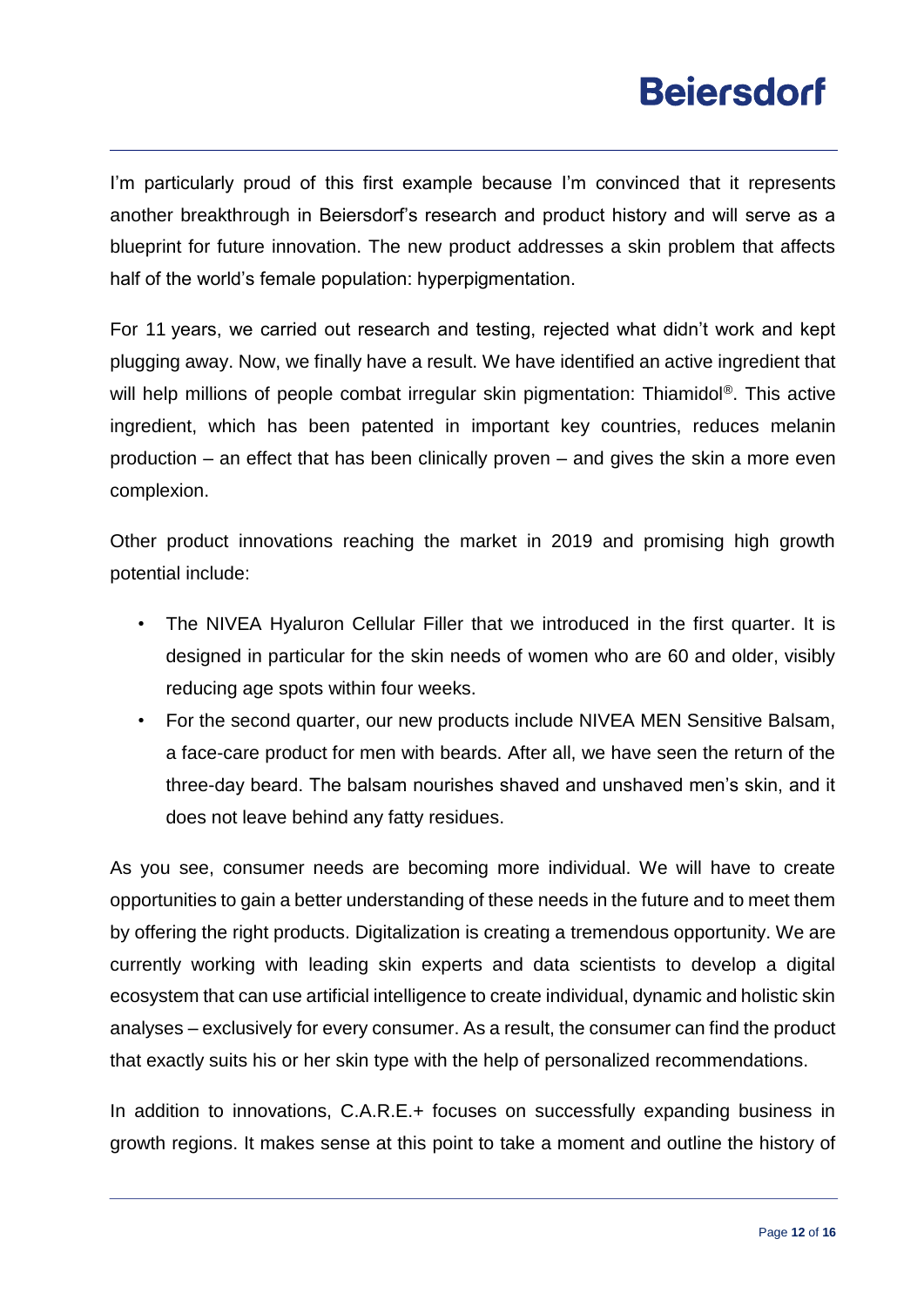I'm particularly proud of this first example because I'm convinced that it represents another breakthrough in Beiersdorf's research and product history and will serve as a blueprint for future innovation. The new product addresses a skin problem that affects half of the world's female population: hyperpigmentation.

For 11 years, we carried out research and testing, rejected what didn't work and kept plugging away. Now, we finally have a result. We have identified an active ingredient that will help millions of people combat irregular skin pigmentation: Thiamidol®. This active ingredient, which has been patented in important key countries, reduces melanin production – an effect that has been clinically proven – and gives the skin a more even complexion.

Other product innovations reaching the market in 2019 and promising high growth potential include:

- The NIVEA Hyaluron Cellular Filler that we introduced in the first quarter. It is designed in particular for the skin needs of women who are 60 and older, visibly reducing age spots within four weeks.
- For the second quarter, our new products include NIVEA MEN Sensitive Balsam, a face-care product for men with beards. After all, we have seen the return of the three-day beard. The balsam nourishes shaved and unshaved men's skin, and it does not leave behind any fatty residues.

As you see, consumer needs are becoming more individual. We will have to create opportunities to gain a better understanding of these needs in the future and to meet them by offering the right products. Digitalization is creating a tremendous opportunity. We are currently working with leading skin experts and data scientists to develop a digital ecosystem that can use artificial intelligence to create individual, dynamic and holistic skin analyses – exclusively for every consumer. As a result, the consumer can find the product that exactly suits his or her skin type with the help of personalized recommendations.

In addition to innovations, C.A.R.E.+ focuses on successfully expanding business in growth regions. It makes sense at this point to take a moment and outline the history of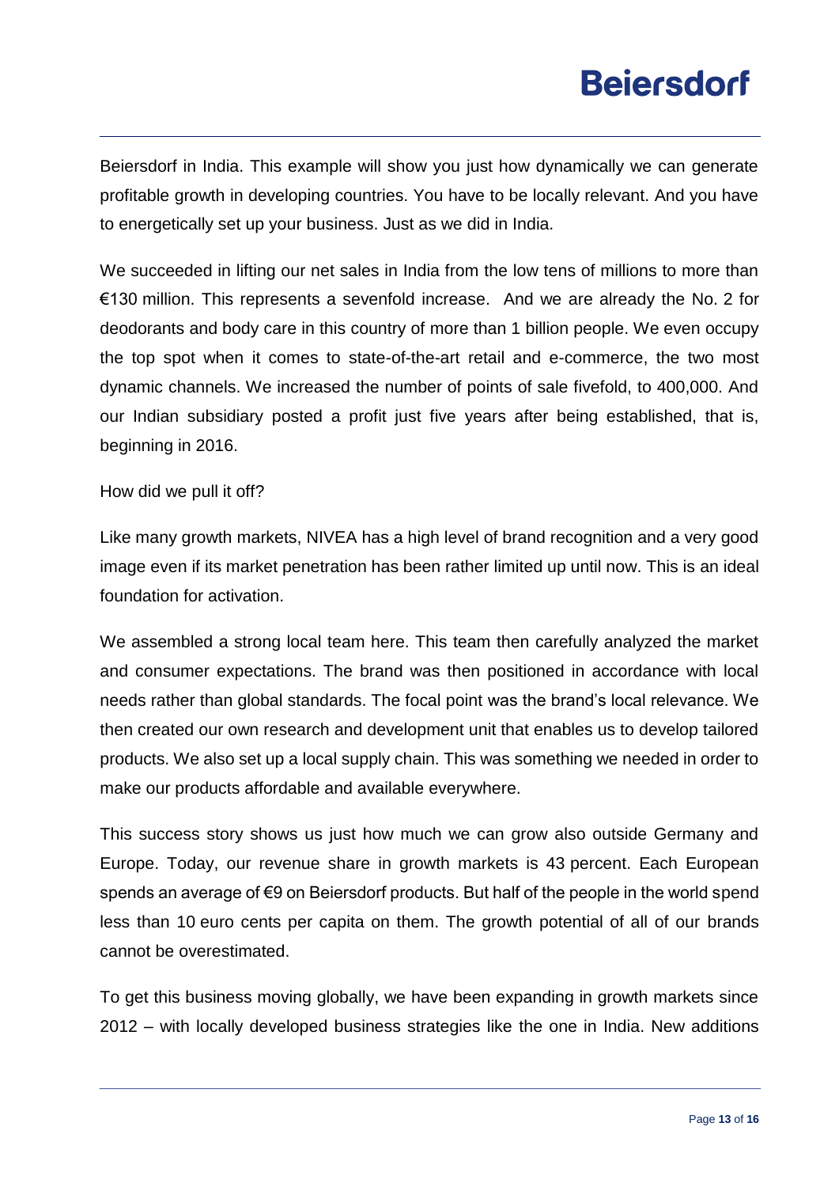Beiersdorf in India. This example will show you just how dynamically we can generate profitable growth in developing countries. You have to be locally relevant. And you have to energetically set up your business. Just as we did in India.

We succeeded in lifting our net sales in India from the low tens of millions to more than €130 million. This represents a sevenfold increase. And we are already the No. 2 for deodorants and body care in this country of more than 1 billion people. We even occupy the top spot when it comes to state-of-the-art retail and e-commerce, the two most dynamic channels. We increased the number of points of sale fivefold, to 400,000. And our Indian subsidiary posted a profit just five years after being established, that is, beginning in 2016.

How did we pull it off?

Like many growth markets, NIVEA has a high level of brand recognition and a very good image even if its market penetration has been rather limited up until now. This is an ideal foundation for activation.

We assembled a strong local team here. This team then carefully analyzed the market and consumer expectations. The brand was then positioned in accordance with local needs rather than global standards. The focal point was the brand's local relevance. We then created our own research and development unit that enables us to develop tailored products. We also set up a local supply chain. This was something we needed in order to make our products affordable and available everywhere.

This success story shows us just how much we can grow also outside Germany and Europe. Today, our revenue share in growth markets is 43 percent. Each European spends an average of €9 on Beiersdorf products. But half of the people in the world spend less than 10 euro cents per capita on them. The growth potential of all of our brands cannot be overestimated.

To get this business moving globally, we have been expanding in growth markets since 2012 – with locally developed business strategies like the one in India. New additions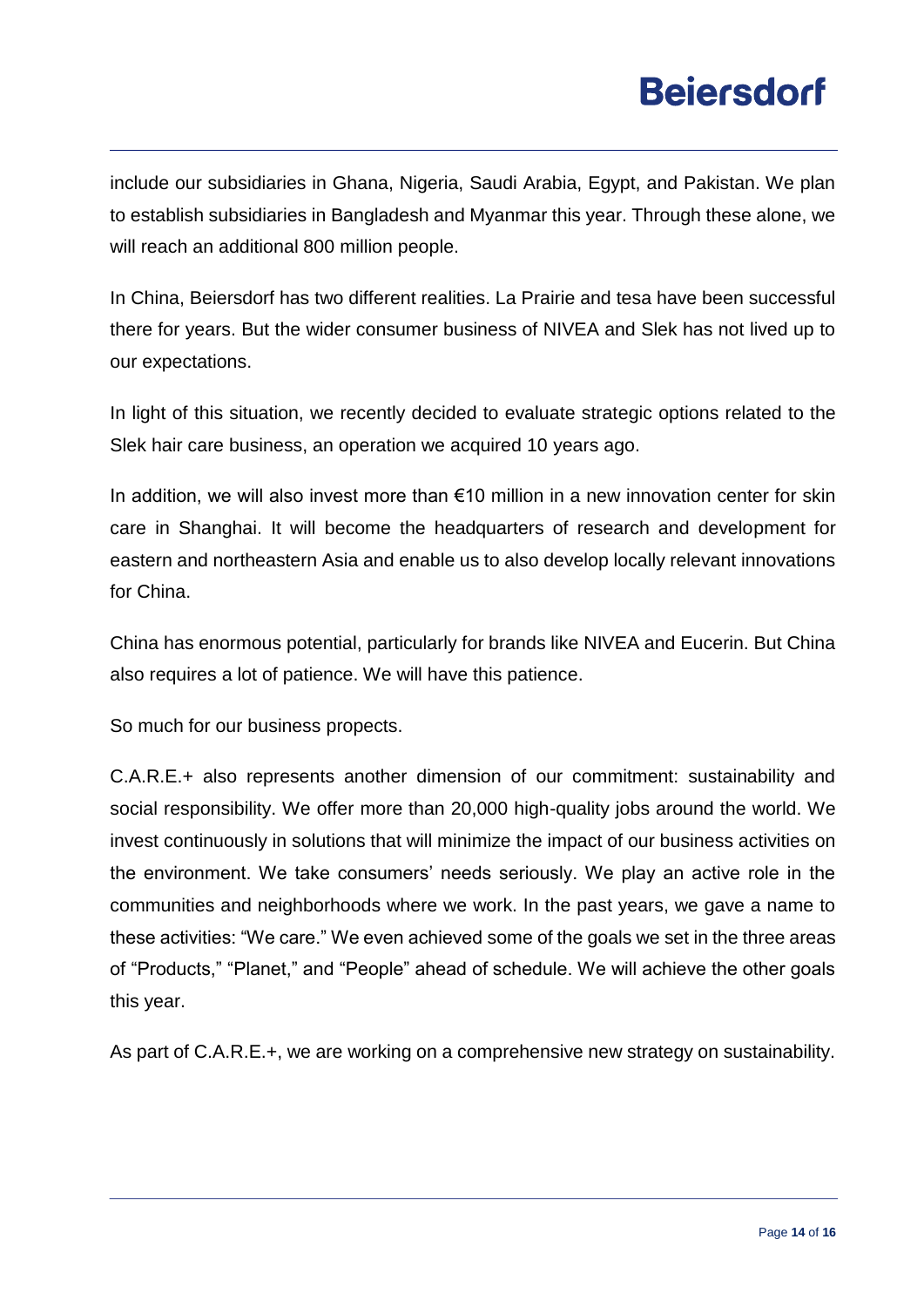include our subsidiaries in Ghana, Nigeria, Saudi Arabia, Egypt, and Pakistan. We plan to establish subsidiaries in Bangladesh and Myanmar this year. Through these alone, we will reach an additional 800 million people.

In China, Beiersdorf has two different realities. La Prairie and tesa have been successful there for years. But the wider consumer business of NIVEA and Slek has not lived up to our expectations.

In light of this situation, we recently decided to evaluate strategic options related to the Slek hair care business, an operation we acquired 10 years ago.

In addition, we will also invest more than €10 million in a new innovation center for skin care in Shanghai. It will become the headquarters of research and development for eastern and northeastern Asia and enable us to also develop locally relevant innovations for China.

China has enormous potential, particularly for brands like NIVEA and Eucerin. But China also requires a lot of patience. We will have this patience.

So much for our business propects.

C.A.R.E.+ also represents another dimension of our commitment: sustainability and social responsibility. We offer more than 20,000 high-quality jobs around the world. We invest continuously in solutions that will minimize the impact of our business activities on the environment. We take consumers' needs seriously. We play an active role in the communities and neighborhoods where we work. In the past years, we gave a name to these activities: "We care." We even achieved some of the goals we set in the three areas of "Products," "Planet," and "People" ahead of schedule. We will achieve the other goals this year.

As part of C.A.R.E.+, we are working on a comprehensive new strategy on sustainability.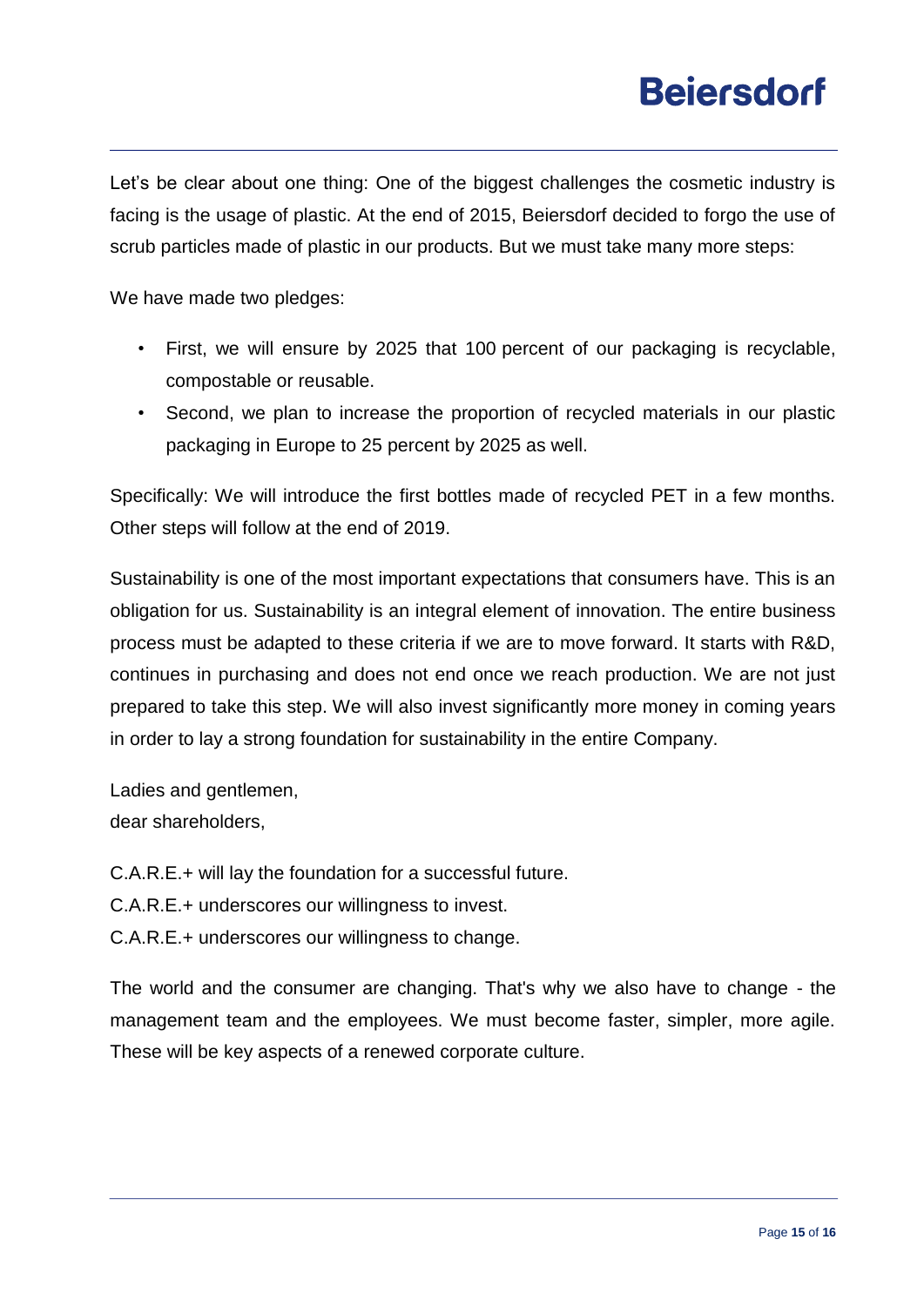Let's be clear about one thing: One of the biggest challenges the cosmetic industry is facing is the usage of plastic. At the end of 2015, Beiersdorf decided to forgo the use of scrub particles made of plastic in our products. But we must take many more steps:

We have made two pledges:

- First, we will ensure by 2025 that 100 percent of our packaging is recyclable, compostable or reusable.
- Second, we plan to increase the proportion of recycled materials in our plastic packaging in Europe to 25 percent by 2025 as well.

Specifically: We will introduce the first bottles made of recycled PET in a few months. Other steps will follow at the end of 2019.

Sustainability is one of the most important expectations that consumers have. This is an obligation for us. Sustainability is an integral element of innovation. The entire business process must be adapted to these criteria if we are to move forward. It starts with R&D, continues in purchasing and does not end once we reach production. We are not just prepared to take this step. We will also invest significantly more money in coming years in order to lay a strong foundation for sustainability in the entire Company.

Ladies and gentlemen,
dear shareholders,

C.A.R.E.+ will lay the foundation for a successful future.
C.A.R.E.+ underscores our willingness to invest.
C.A.R.E.+ underscores our willingness to change.

The world and the consumer are changing. That's why we also have to change - the management team and the employees. We must become faster, simpler, more agile. These will be key aspects of a renewed corporate culture.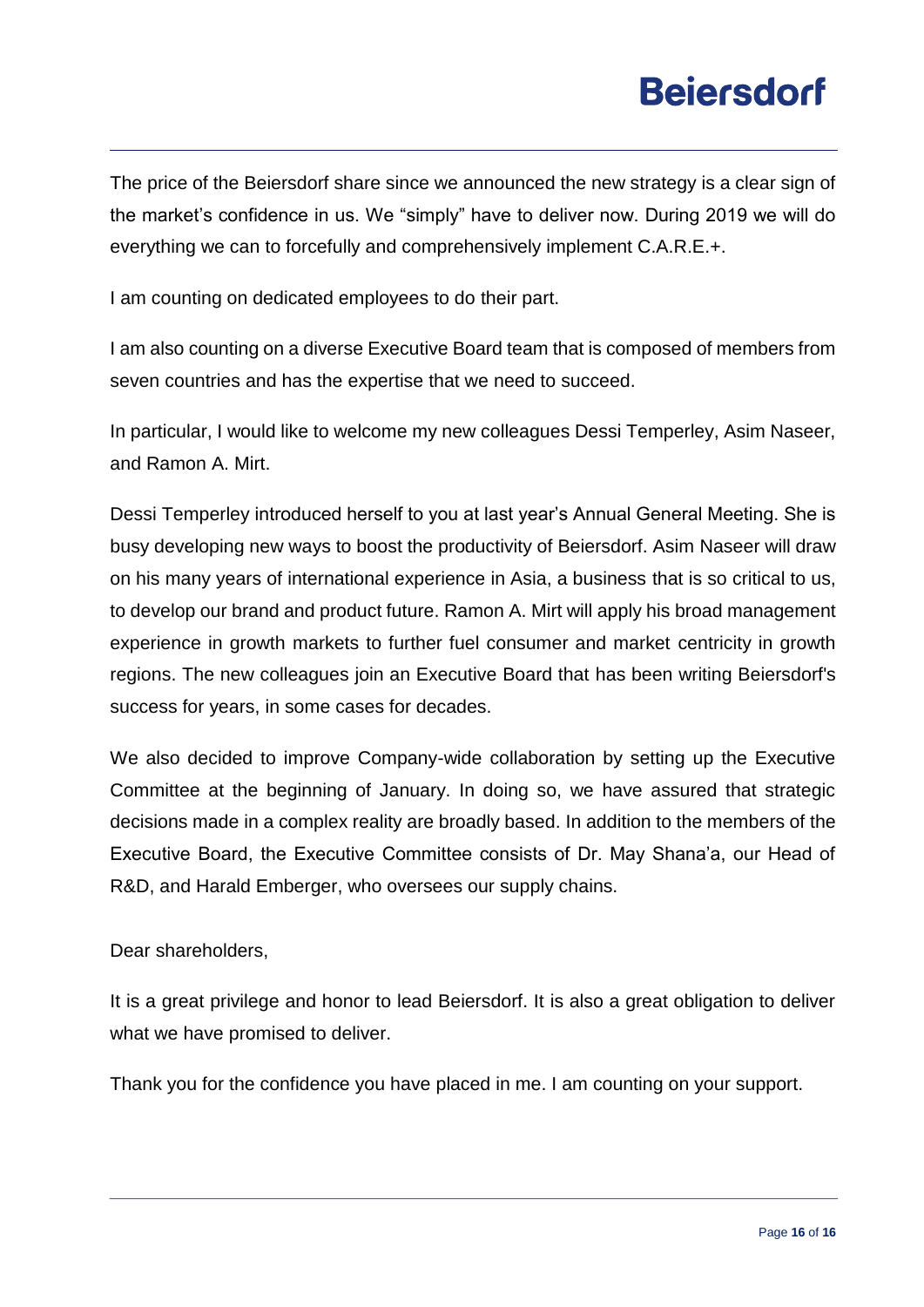The price of the Beiersdorf share since we announced the new strategy is a clear sign of the market's confidence in us. We "simply" have to deliver now. During 2019 we will do everything we can to forcefully and comprehensively implement C.A.R.E.+.

I am counting on dedicated employees to do their part.

I am also counting on a diverse Executive Board team that is composed of members from seven countries and has the expertise that we need to succeed.

In particular, I would like to welcome my new colleagues Dessi Temperley, Asim Naseer, and Ramon A. Mirt.

Dessi Temperley introduced herself to you at last year's Annual General Meeting. She is busy developing new ways to boost the productivity of Beiersdorf. Asim Naseer will draw on his many years of international experience in Asia, a business that is so critical to us, to develop our brand and product future. Ramon A. Mirt will apply his broad management experience in growth markets to further fuel consumer and market centricity in growth regions. The new colleagues join an Executive Board that has been writing Beiersdorf's success for years, in some cases for decades.

We also decided to improve Company-wide collaboration by setting up the Executive Committee at the beginning of January. In doing so, we have assured that strategic decisions made in a complex reality are broadly based. In addition to the members of the Executive Board, the Executive Committee consists of Dr. May Shana'a, our Head of R&D, and Harald Emberger, who oversees our supply chains.

Dear shareholders,

It is a great privilege and honor to lead Beiersdorf. It is also a great obligation to deliver what we have promised to deliver.

Thank you for the confidence you have placed in me. I am counting on your support.